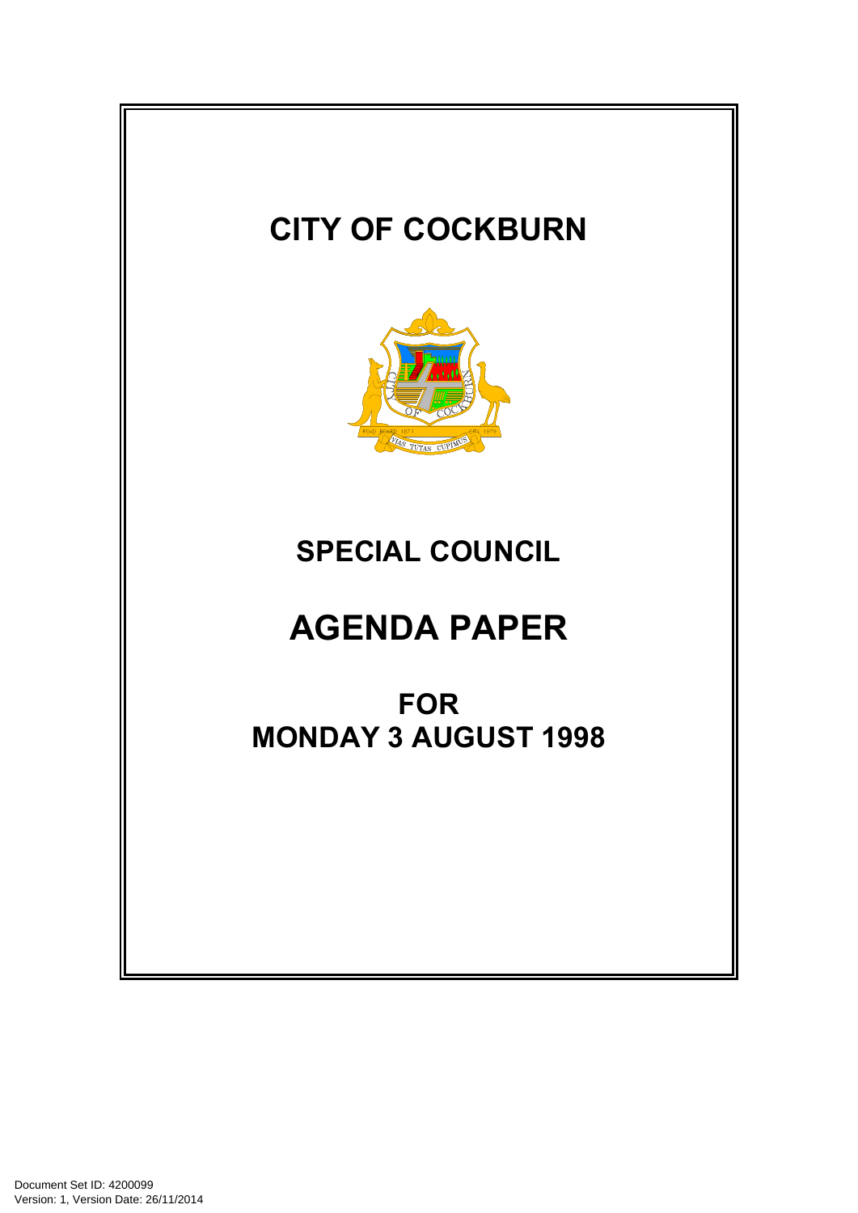# CITY OF COCKBURN

## SPECIAL COUNCIL

# AGENDA PAPER

## FOR MONDAY 3 AUGUST 1998

Document Set ID: 4200099
Version: 1, Version Date: 26/11/2014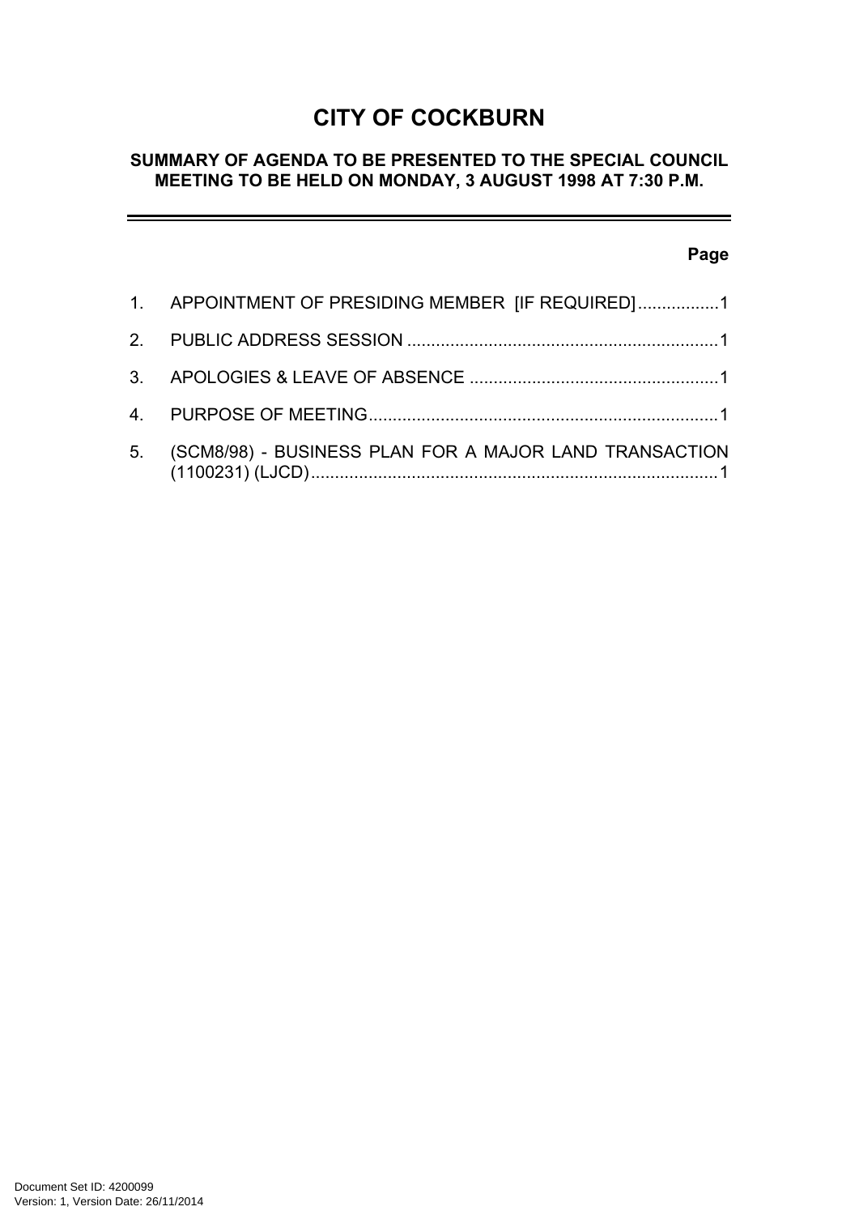# CITY OF COCKBURN

## SUMMARY OF AGENDA TO BE PRESENTED TO THE SPECIAL COUNCIL MEETING TO BE HELD ON MONDAY, 3 AUGUST 1998 AT 7:30 P.M.

---

**Page**

1. APPOINTMENT OF PRESIDING MEMBER [IF REQUIRED] ................. 1
2. PUBLIC ADDRESS SESSION ................................................................ 1
3. APOLOGIES & LEAVE OF ABSENCE ................................................... 1
4. PURPOSE OF MEETING ......................................................................... 1
5. (SCM8/98) - BUSINESS PLAN FOR A MAJOR LAND TRANSACTION (1100231) (LJCD) ..................................................................................... 1

Document Set ID: 4200099
Version: 1, Version Date: 26/11/2014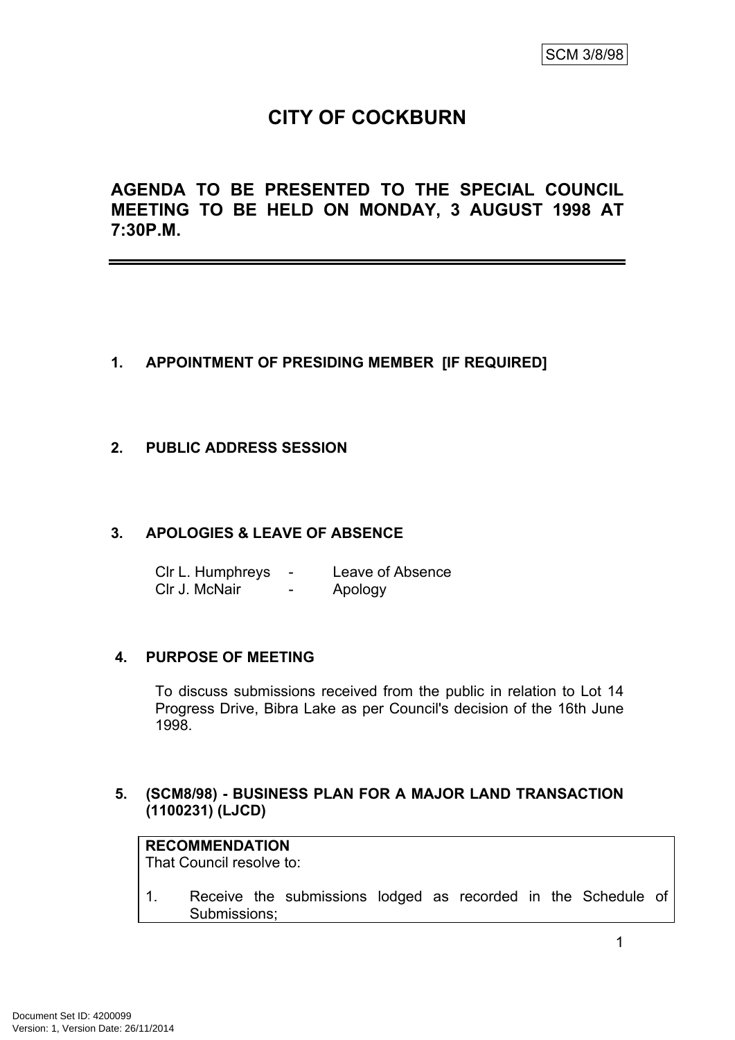SCM 3/8/98

# CITY OF COCKBURN

## AGENDA TO BE PRESENTED TO THE SPECIAL COUNCIL MEETING TO BE HELD ON MONDAY, 3 AUGUST 1998 AT 7:30P.M.

---

### 1. APPOINTMENT OF PRESIDING MEMBER [IF REQUIRED]

### 2. PUBLIC ADDRESS SESSION

### 3. APOLOGIES & LEAVE OF ABSENCE

Clr L. Humphreys - Leave of Absence
Clr J. McNair - Apology

### 4. PURPOSE OF MEETING

To discuss submissions received from the public in relation to Lot 14 Progress Drive, Bibra Lake as per Council's decision of the 16th June 1998.

### 5. (SCM8/98) - BUSINESS PLAN FOR A MAJOR LAND TRANSACTION (1100231) (LJCD)

**RECOMMENDATION**
That Council resolve to:

1. Receive the submissions lodged as recorded in the Schedule of Submissions;

Document Set ID: 4200099
Version: 1, Version Date: 26/11/2014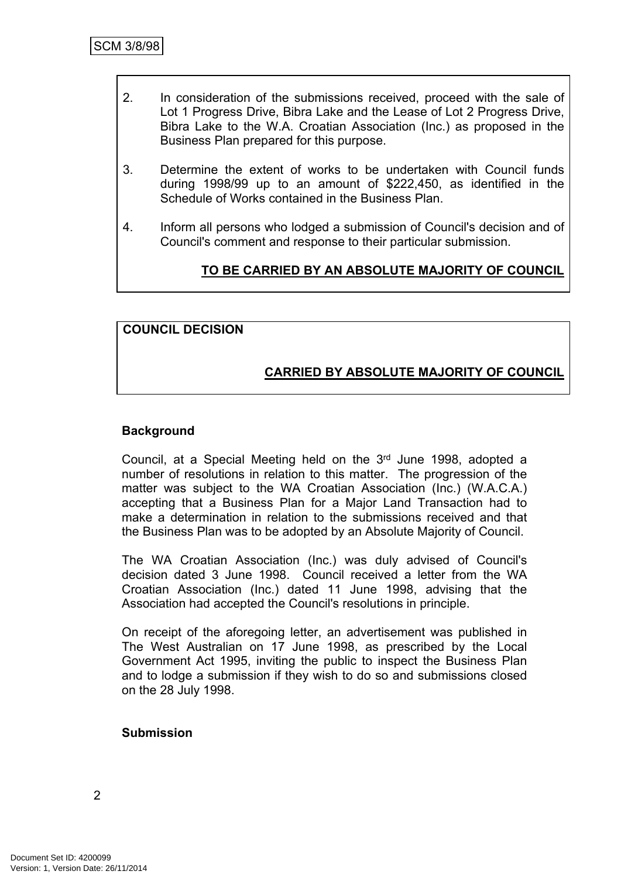2. In consideration of the submissions received, proceed with the sale of Lot 1 Progress Drive, Bibra Lake and the Lease of Lot 2 Progress Drive, Bibra Lake to the W.A. Croatian Association (Inc.) as proposed in the Business Plan prepared for this purpose.

3. Determine the extent of works to be undertaken with Council funds during 1998/99 up to an amount of $222,450, as identified in the Schedule of Works contained in the Business Plan.

4. Inform all persons who lodged a submission of Council's decision and of Council's comment and response to their particular submission.

**TO BE CARRIED BY AN ABSOLUTE MAJORITY OF COUNCIL**

**COUNCIL DECISION**

**CARRIED BY ABSOLUTE MAJORITY OF COUNCIL**

**Background**

Council, at a Special Meeting held on the 3rd June 1998, adopted a number of resolutions in relation to this matter. The progression of the matter was subject to the WA Croatian Association (Inc.) (W.A.C.A.) accepting that a Business Plan for a Major Land Transaction had to make a determination in relation to the submissions received and that the Business Plan was to be adopted by an Absolute Majority of Council.

The WA Croatian Association (Inc.) was duly advised of Council's decision dated 3 June 1998. Council received a letter from the WA Croatian Association (Inc.) dated 11 June 1998, advising that the Association had accepted the Council's resolutions in principle.

On receipt of the aforegoing letter, an advertisement was published in The West Australian on 17 June 1998, as prescribed by the Local Government Act 1995, inviting the public to inspect the Business Plan and to lodge a submission if they wish to do so and submissions closed on the 28 July 1998.

**Submission**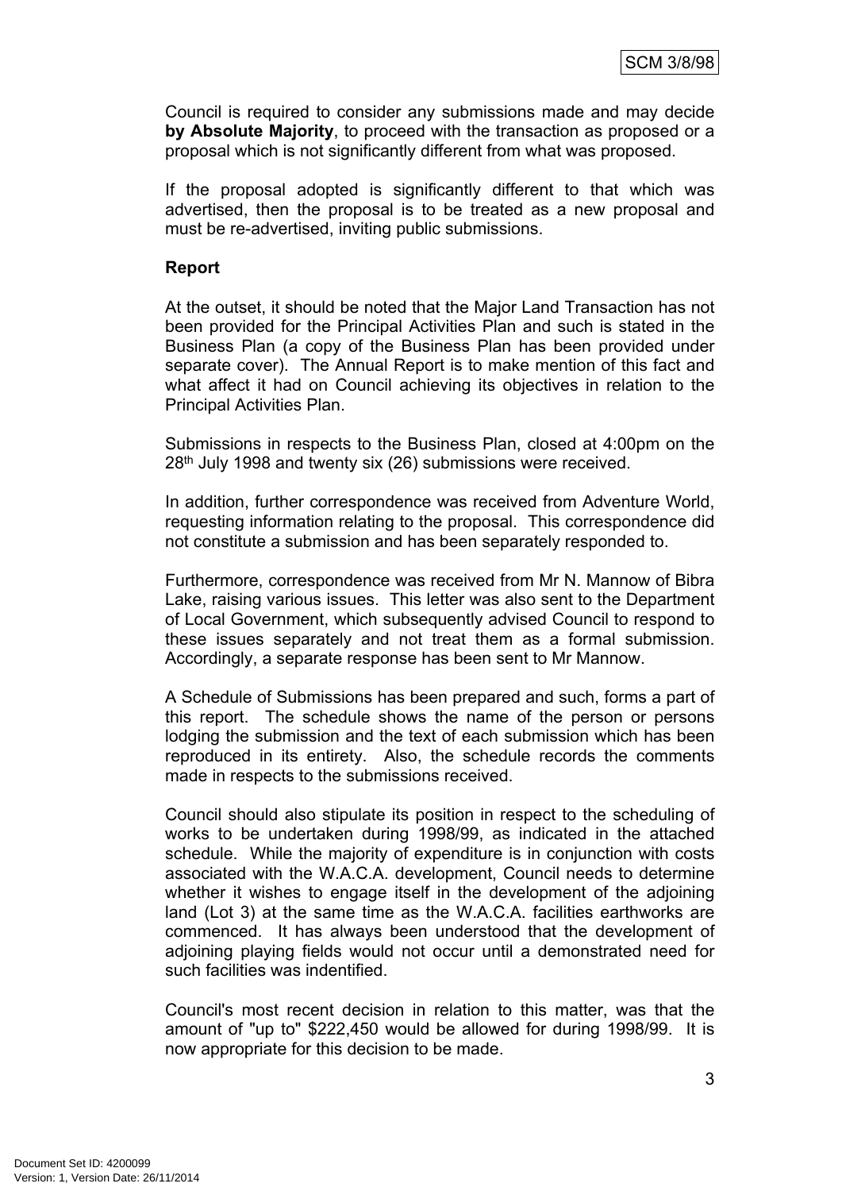Council is required to consider any submissions made and may decide **by Absolute Majority**, to proceed with the transaction as proposed or a proposal which is not significantly different from what was proposed.

If the proposal adopted is significantly different to that which was advertised, then the proposal is to be treated as a new proposal and must be re-advertised, inviting public submissions.

**Report**

At the outset, it should be noted that the Major Land Transaction has not been provided for the Principal Activities Plan and such is stated in the Business Plan (a copy of the Business Plan has been provided under separate cover). The Annual Report is to make mention of this fact and what affect it had on Council achieving its objectives in relation to the Principal Activities Plan.

Submissions in respects to the Business Plan, closed at 4:00pm on the 28th July 1998 and twenty six (26) submissions were received.

In addition, further correspondence was received from Adventure World, requesting information relating to the proposal. This correspondence did not constitute a submission and has been separately responded to.

Furthermore, correspondence was received from Mr N. Mannow of Bibra Lake, raising various issues. This letter was also sent to the Department of Local Government, which subsequently advised Council to respond to these issues separately and not treat them as a formal submission. Accordingly, a separate response has been sent to Mr Mannow.

A Schedule of Submissions has been prepared and such, forms a part of this report. The schedule shows the name of the person or persons lodging the submission and the text of each submission which has been reproduced in its entirety. Also, the schedule records the comments made in respects to the submissions received.

Council should also stipulate its position in respect to the scheduling of works to be undertaken during 1998/99, as indicated in the attached schedule. While the majority of expenditure is in conjunction with costs associated with the W.A.C.A. development, Council needs to determine whether it wishes to engage itself in the development of the adjoining land (Lot 3) at the same time as the W.A.C.A. facilities earthworks are commenced. It has always been understood that the development of adjoining playing fields would not occur until a demonstrated need for such facilities was indentified.

Council's most recent decision in relation to this matter, was that the amount of "up to" $222,450 would be allowed for during 1998/99. It is now appropriate for this decision to be made.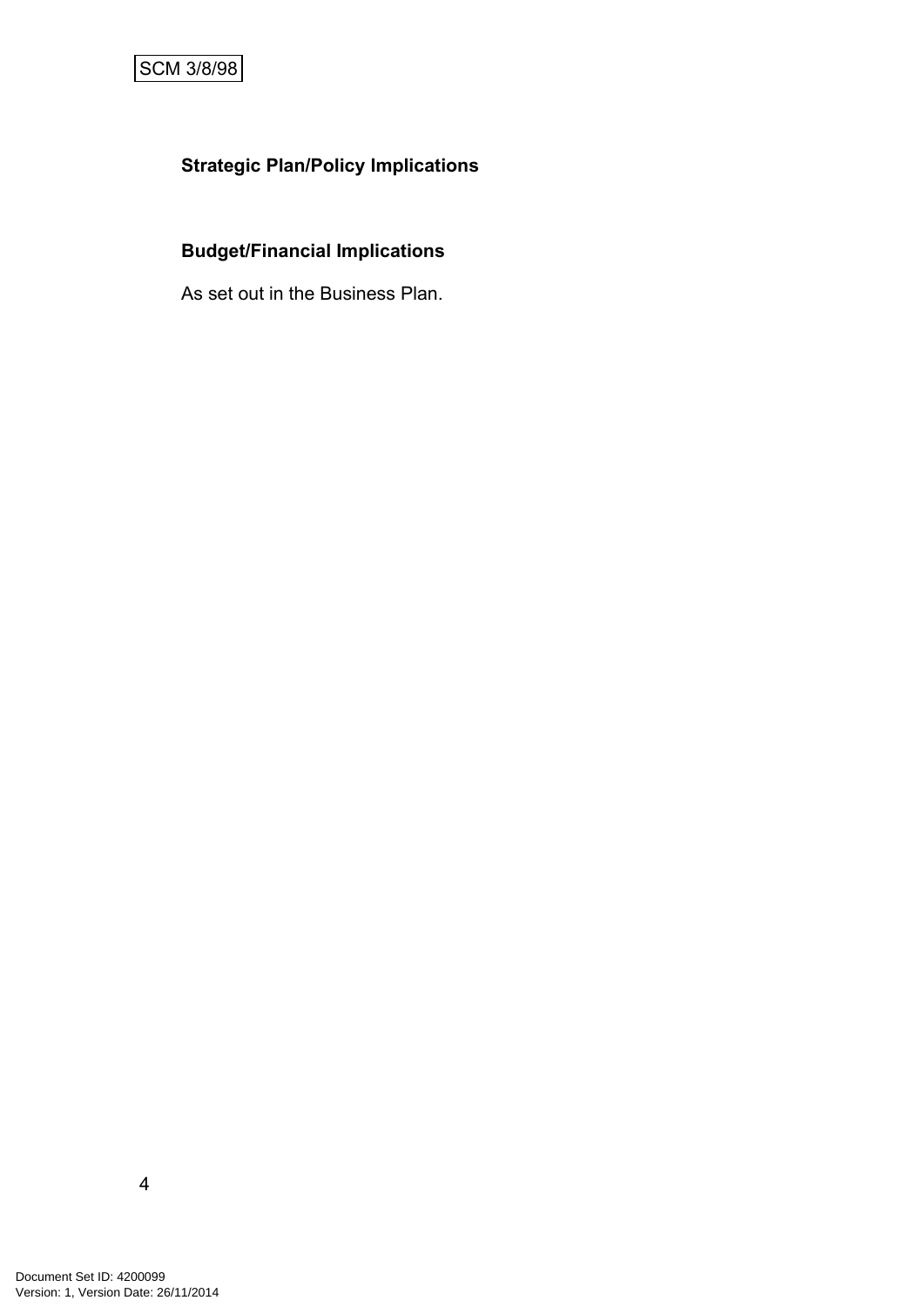**Strategic Plan/Policy Implications**

**Budget/Financial Implications**

As set out in the Business Plan.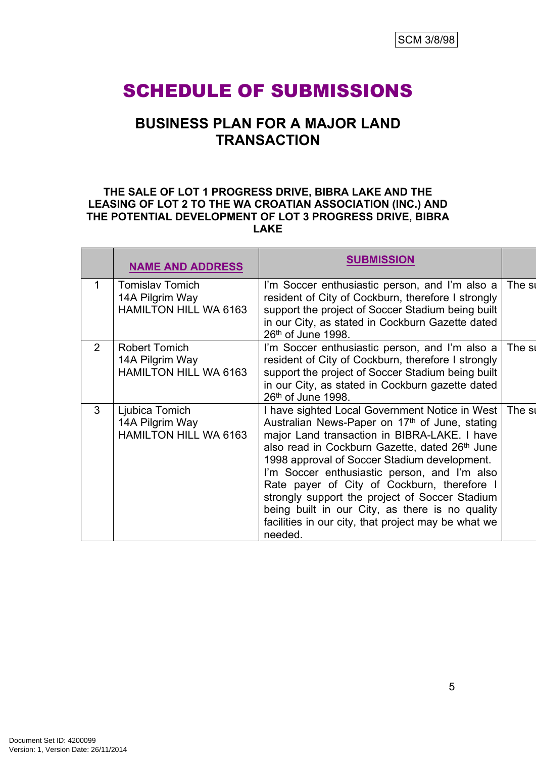SCM 3/8/98

# SCHEDULE OF SUBMISSIONS

## BUSINESS PLAN FOR A MAJOR LAND TRANSACTION

### THE SALE OF LOT 1 PROGRESS DRIVE, BIBRA LAKE AND THE LEASING OF LOT 2 TO THE WA CROATIAN ASSOCIATION (INC.) AND THE POTENTIAL DEVELOPMENT OF LOT 3 PROGRESS DRIVE, BIBRA LAKE

| | NAME AND ADDRESS | SUBMISSION | |
|---|---|---|---|
| 1 | Tomislav Tomich<br>14A Pilgrim Way<br>HAMILTON HILL WA 6163 | I'm Soccer enthusiastic person, and I'm also a resident of City of Cockburn, therefore I strongly support the project of Soccer Stadium being built in our City, as stated in Cockburn Gazette dated 26th of June 1998. | The su |
| 2 | Robert Tomich<br>14A Pilgrim Way<br>HAMILTON HILL WA 6163 | I'm Soccer enthusiastic person, and I'm also a resident of City of Cockburn, therefore I strongly support the project of Soccer Stadium being built in our City, as stated in Cockburn gazette dated 26th of June 1998. | The su |
| 3 | Ljubica Tomich<br>14A Pilgrim Way<br>HAMILTON HILL WA 6163 | I have sighted Local Government Notice in West Australian News-Paper on 17th of June, stating major Land transaction in BIBRA-LAKE. I have also read in Cockburn Gazette, dated 26th June 1998 approval of Soccer Stadium development. I'm Soccer enthusiastic person, and I'm also Rate payer of City of Cockburn, therefore I strongly support the project of Soccer Stadium being built in our City, as there is no quality facilities in our city, that project may be what we needed. | The su |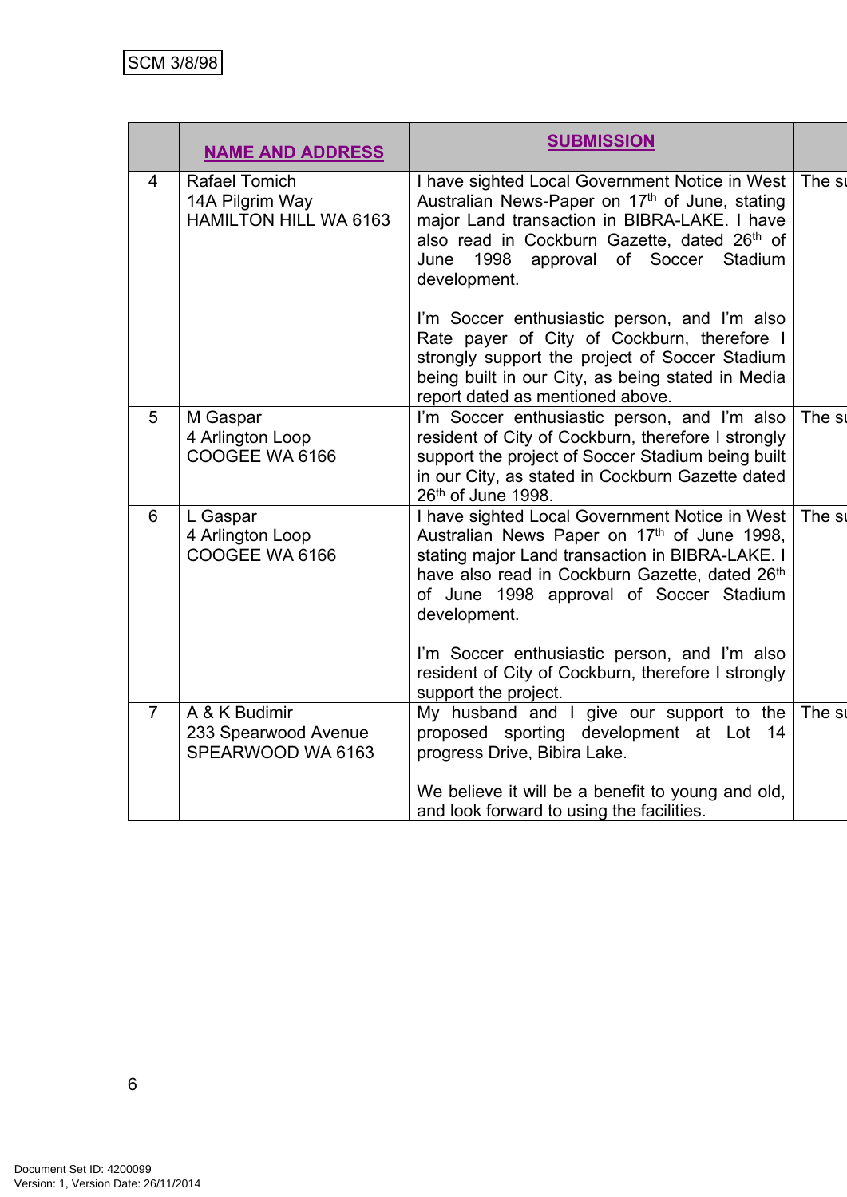SCM 3/8/98

| | NAME AND ADDRESS | SUBMISSION | |
|---|---|---|---|
| 4 | Rafael Tomich<br>14A Pilgrim Way<br>HAMILTON HILL WA 6163 | I have sighted Local Government Notice in West Australian News-Paper on 17th of June, stating major Land transaction in BIBRA-LAKE. I have also read in Cockburn Gazette, dated 26th of June 1998 approval of Soccer Stadium development.<br><br>I'm Soccer enthusiastic person, and I'm also Rate payer of City of Cockburn, therefore I strongly support the project of Soccer Stadium being built in our City, as being stated in Media report dated as mentioned above. | The su |
| 5 | M Gaspar<br>4 Arlington Loop<br>COOGEE WA 6166 | I'm Soccer enthusiastic person, and I'm also resident of City of Cockburn, therefore I strongly support the project of Soccer Stadium being built in our City, as stated in Cockburn Gazette dated 26th of June 1998. | The su |
| 6 | L Gaspar<br>4 Arlington Loop<br>COOGEE WA 6166 | I have sighted Local Government Notice in West Australian News Paper on 17th of June 1998, stating major Land transaction in BIBRA-LAKE. I have also read in Cockburn Gazette, dated 26th of June 1998 approval of Soccer Stadium development.<br><br>I'm Soccer enthusiastic person, and I'm also resident of City of Cockburn, therefore I strongly support the project. | The su |
| 7 | A & K Budimir<br>233 Spearwood Avenue<br>SPEARWOOD WA 6163 | My husband and I give our support to the proposed sporting development at Lot 14 progress Drive, Bibira Lake.<br><br>We believe it will be a benefit to young and old, and look forward to using the facilities. | The su |

Document Set ID: 4200099
Version: 1, Version Date: 26/11/2014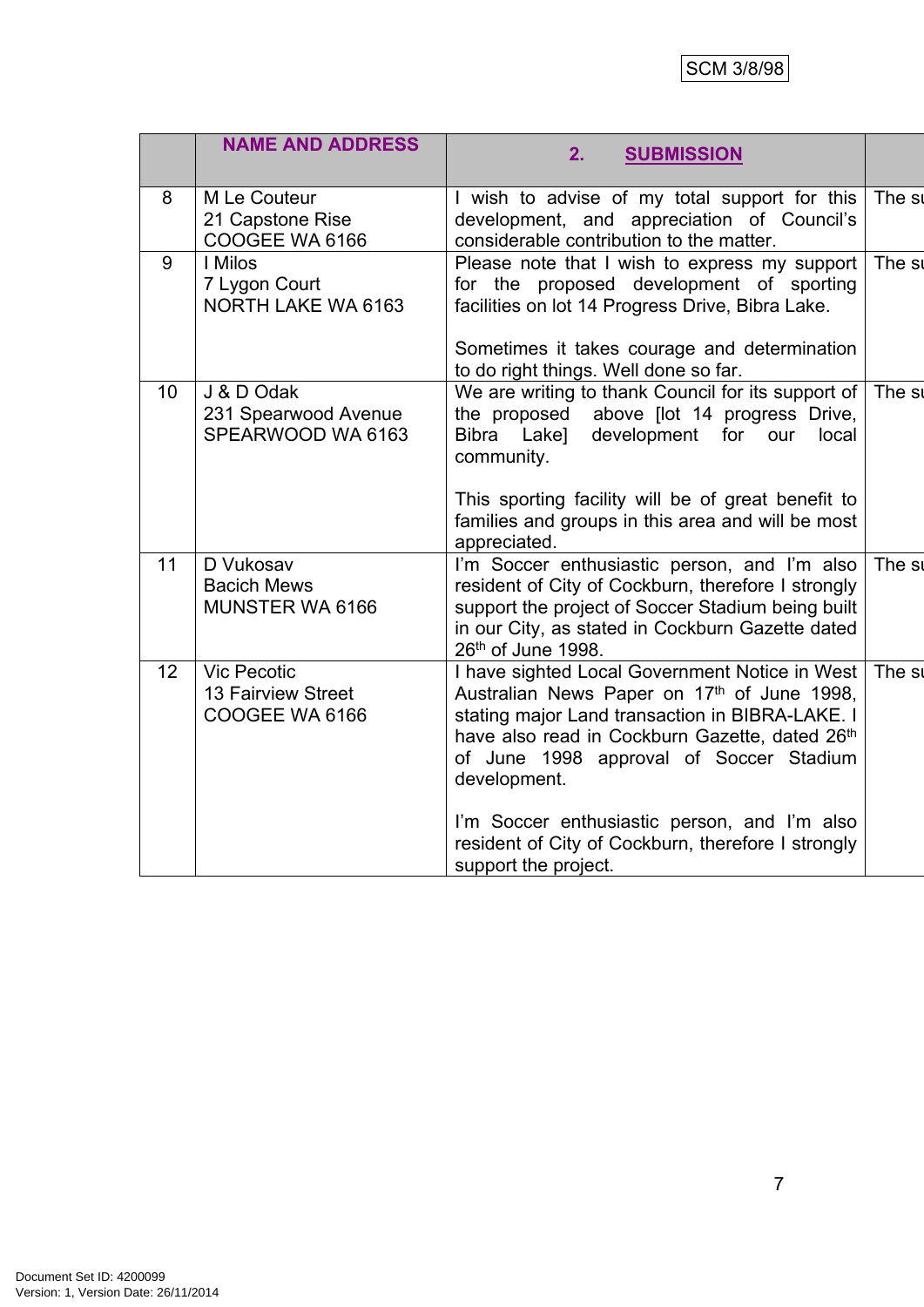SCM 3/8/98

| | NAME AND ADDRESS | 2. SUBMISSION | |
|---|---|---|---|
| 8 | M Le Couteur<br>21 Capstone Rise<br>COOGEE WA 6166 | I wish to advise of my total support for this development, and appreciation of Council's considerable contribution to the matter. | The su |
| 9 | I Milos<br>7 Lygon Court<br>NORTH LAKE WA 6163 | Please note that I wish to express my support for the proposed development of sporting facilities on lot 14 Progress Drive, Bibra Lake.<br><br>Sometimes it takes courage and determination to do right things. Well done so far. | The su |
| 10 | J & D Odak<br>231 Spearwood Avenue<br>SPEARWOOD WA 6163 | We are writing to thank Council for its support of the proposed above [lot 14 progress Drive, Bibra Lake] development for our local community.<br><br>This sporting facility will be of great benefit to families and groups in this area and will be most appreciated. | The su |
| 11 | D Vukosav<br>Bacich Mews<br>MUNSTER WA 6166 | I'm Soccer enthusiastic person, and I'm also resident of City of Cockburn, therefore I strongly support the project of Soccer Stadium being built in our City, as stated in Cockburn Gazette dated 26th of June 1998. | The su |
| 12 | Vic Pecotic<br>13 Fairview Street<br>COOGEE WA 6166 | I have sighted Local Government Notice in West Australian News Paper on 17th of June 1998, stating major Land transaction in BIBRA-LAKE. I have also read in Cockburn Gazette, dated 26th of June 1998 approval of Soccer Stadium development.<br><br>I'm Soccer enthusiastic person, and I'm also resident of City of Cockburn, therefore I strongly support the project. | The su |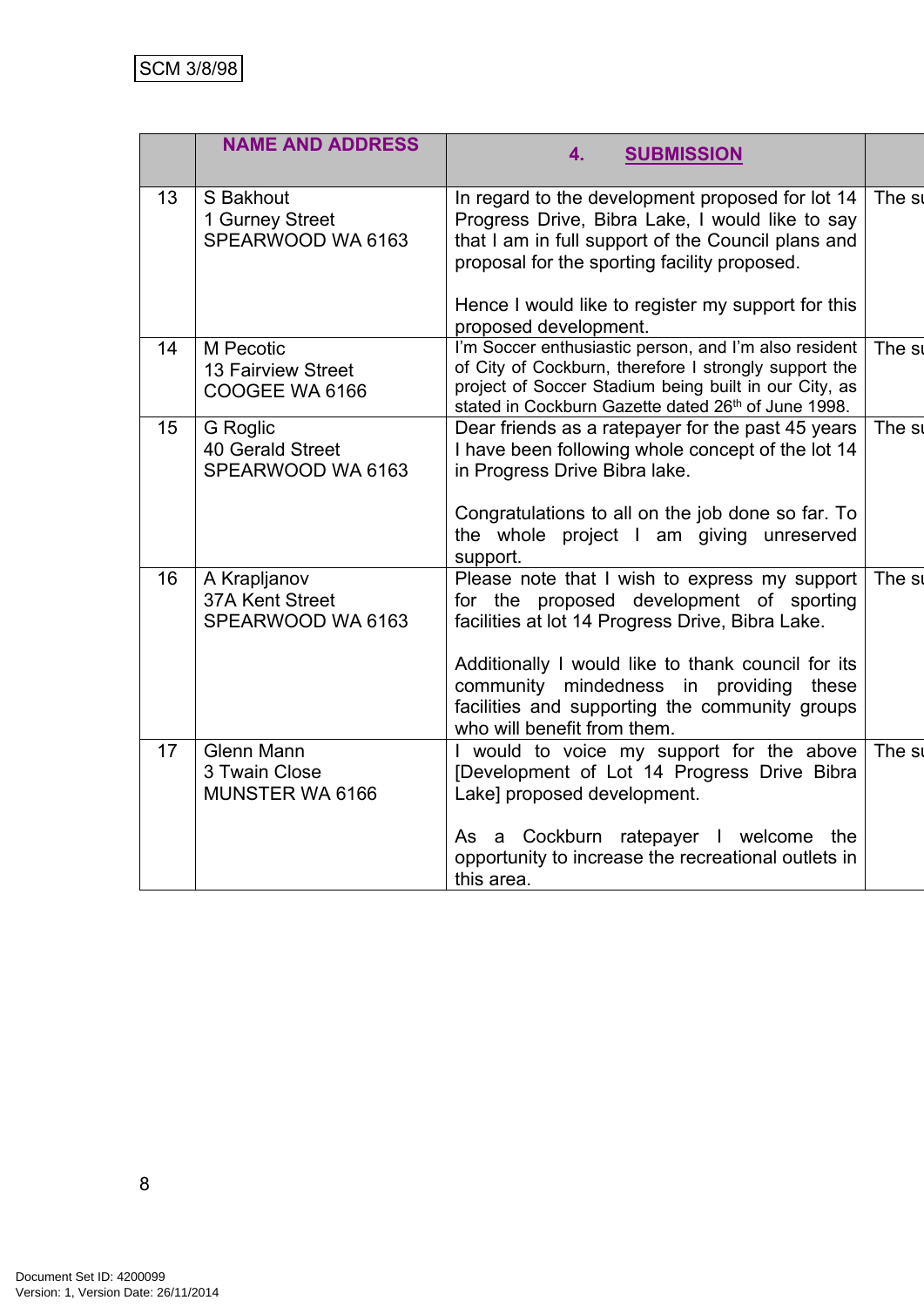SCM 3/8/98

| | NAME AND ADDRESS | 4. SUBMISSION | |
|---|---|---|---|
| 13 | S Bakhout<br>1 Gurney Street<br>SPEARWOOD WA 6163 | In regard to the development proposed for lot 14 Progress Drive, Bibra Lake, I would like to say that I am in full support of the Council plans and proposal for the sporting facility proposed.<br><br>Hence I would like to register my support for this proposed development. | The su |
| 14 | M Pecotic<br>13 Fairview Street<br>COOGEE WA 6166 | I'm Soccer enthusiastic person, and I'm also resident of City of Cockburn, therefore I strongly support the project of Soccer Stadium being built in our City, as stated in Cockburn Gazette dated 26th of June 1998. | The su |
| 15 | G Roglic<br>40 Gerald Street<br>SPEARWOOD WA 6163 | Dear friends as a ratepayer for the past 45 years I have been following whole concept of the lot 14 in Progress Drive Bibra lake.<br><br>Congratulations to all on the job done so far. To the whole project I am giving unreserved support. | The su |
| 16 | A Krapljanov<br>37A Kent Street<br>SPEARWOOD WA 6163 | Please note that I wish to express my support for the proposed development of sporting facilities at lot 14 Progress Drive, Bibra Lake.<br><br>Additionally I would like to thank council for its community mindedness in providing these facilities and supporting the community groups who will benefit from them. | The su |
| 17 | Glenn Mann<br>3 Twain Close<br>MUNSTER WA 6166 | I would to voice my support for the above [Development of Lot 14 Progress Drive Bibra Lake] proposed development.<br><br>As a Cockburn ratepayer I welcome the opportunity to increase the recreational outlets in this area. | The su |

Document Set ID: 4200099
Version: 1, Version Date: 26/11/2014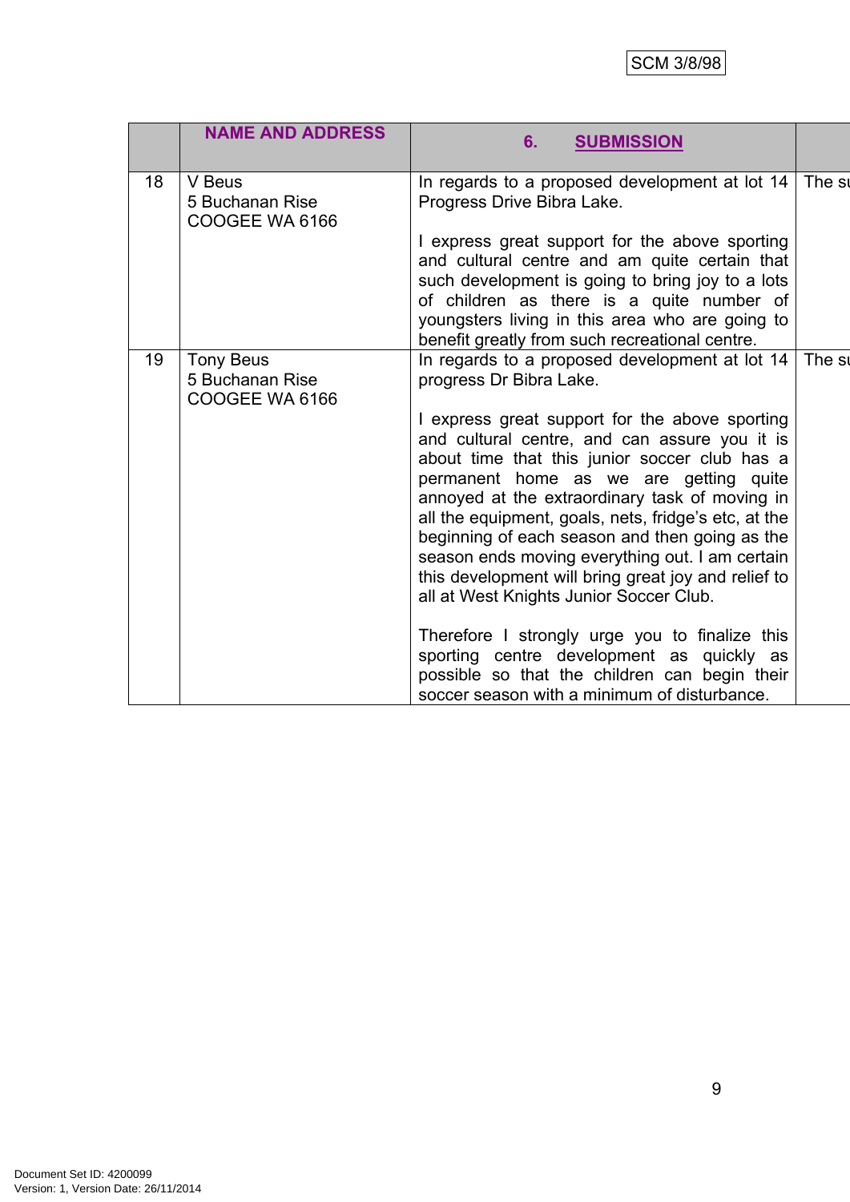SCM 3/8/98

|  | NAME AND ADDRESS | 6. SUBMISSION |  |
|---|---|---|---|
| 18 | V Beus<br>5 Buchanan Rise<br>COOGEE WA 6166 | In regards to a proposed development at lot 14 Progress Drive Bibra Lake.<br><br>I express great support for the above sporting and cultural centre and am quite certain that such development is going to bring joy to a lots of children as there is a quite number of youngsters living in this area who are going to benefit greatly from such recreational centre. | The su |
| 19 | Tony Beus<br>5 Buchanan Rise<br>COOGEE WA 6166 | In regards to a proposed development at lot 14 progress Dr Bibra Lake.<br><br>I express great support for the above sporting and cultural centre, and can assure you it is about time that this junior soccer club has a permanent home as we are getting quite annoyed at the extraordinary task of moving in all the equipment, goals, nets, fridge's etc, at the beginning of each season and then going as the season ends moving everything out. I am certain this development will bring great joy and relief to all at West Knights Junior Soccer Club.<br><br>Therefore I strongly urge you to finalize this sporting centre development as quickly as possible so that the children can begin their soccer season with a minimum of disturbance. | The su |

Document Set ID: 4200099
Version: 1, Version Date: 26/11/2014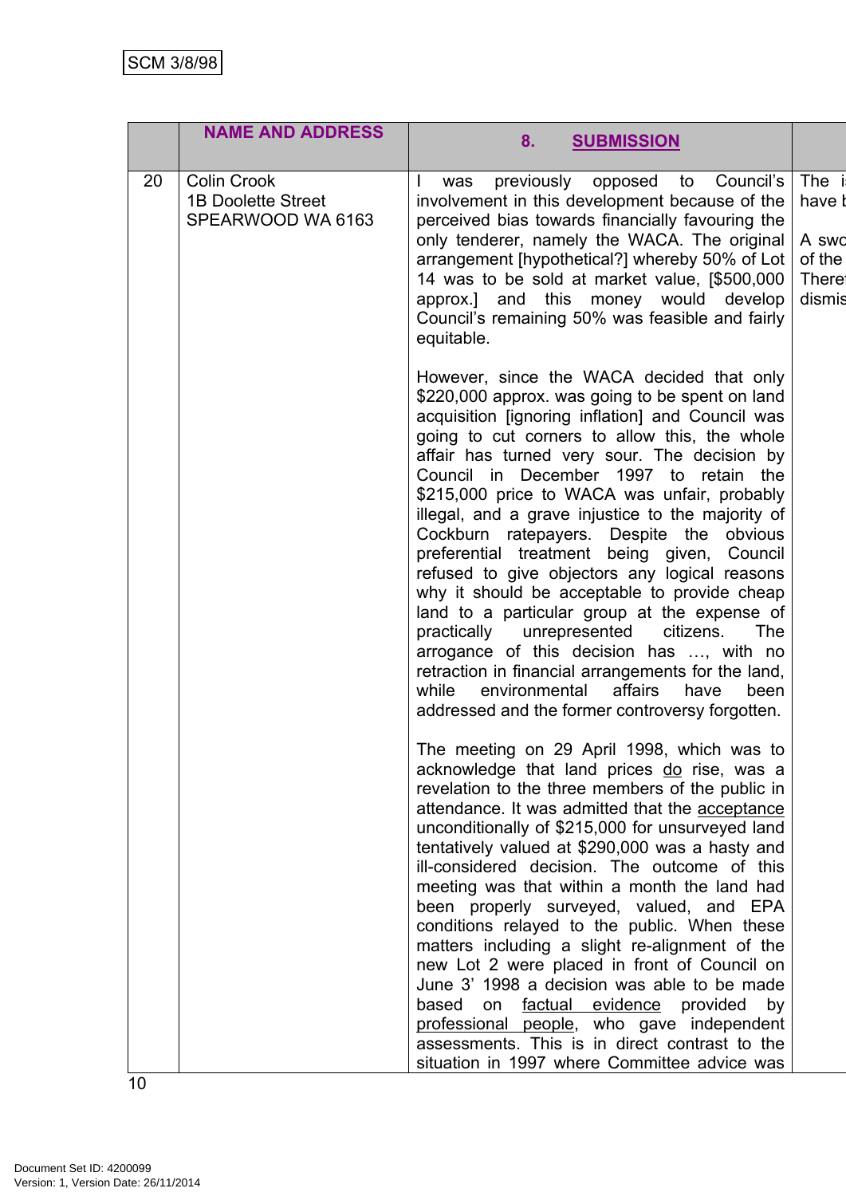| | NAME AND ADDRESS | 8. SUBMISSION | |
|---|---|---|---|
| 20 | Colin Crook<br>1B Doolette Street<br>SPEARWOOD WA 6163 | I was previously opposed to Council's involvement in this development because of the perceived bias towards financially favouring the only tenderer, namely the WACA. The original arrangement [hypothetical?] whereby 50% of Lot 14 was to be sold at market value, [$500,000 approx.] and this money would develop Council's remaining 50% was feasible and fairly equitable.<br><br>However, since the WACA decided that only $220,000 approx. was going to be spent on land acquisition [ignoring inflation] and Council was going to cut corners to allow this, the whole affair has turned very sour. The decision by Council in December 1997 to retain the $215,000 price to WACA was unfair, probably illegal, and a grave injustice to the majority of Cockburn ratepayers. Despite the obvious preferential treatment being given, Council refused to give objectors any logical reasons why it should be acceptable to provide cheap land to a particular group at the expense of practically unrepresented citizens. The arrogance of this decision has …, with no retraction in financial arrangements for the land, while environmental affairs have been addressed and the former controversy forgotten.<br><br>The meeting on 29 April 1998, which was to acknowledge that land prices <u>do</u> rise, was a revelation to the three members of the public in attendance. It was admitted that the <u>acceptance</u> unconditionally of $215,000 for unsurveyed land tentatively valued at $290,000 was a hasty and ill-considered decision. The outcome of this meeting was that within a month the land had been properly surveyed, valued, and EPA conditions relayed to the public. When these matters including a slight re-alignment of the new Lot 2 were placed in front of Council on June 3' 1998 a decision was able to be made based on <u>factual evidence</u> provided by <u>professional people</u>, who gave independent assessments. This is in direct contrast to the situation in 1997 where Committee advice was | The i<br>have b<br><br>A swo<br>of the<br>There<br>dismis |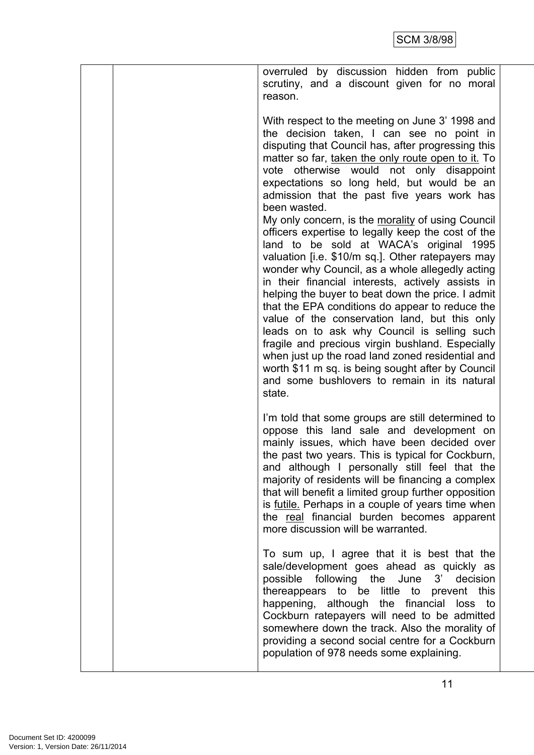| | | overruled by discussion hidden from public scrutiny, and a discount given for no moral reason.<br><br>With respect to the meeting on June 3' 1998 and the decision taken, I can see no point in disputing that Council has, after progressing this matter so far, taken the only route open to it. To vote otherwise would not only disappoint expectations so long held, but would be an admission that the past five years work has been wasted.<br>My only concern, is the morality of using Council officers expertise to legally keep the cost of the land to be sold at WACA's original 1995 valuation [i.e. $10/m sq.]. Other ratepayers may wonder why Council, as a whole allegedly acting in their financial interests, actively assists in helping the buyer to beat down the price. I admit that the EPA conditions do appear to reduce the value of the conservation land, but this only leads on to ask why Council is selling such fragile and precious virgin bushland. Especially when just up the road land zoned residential and worth $11 m sq. is being sought after by Council and some bushlovers to remain in its natural state.<br><br>I'm told that some groups are still determined to oppose this land sale and development on mainly issues, which have been decided over the past two years. This is typical for Cockburn, and although I personally still feel that the majority of residents will be financing a complex that will benefit a limited group further opposition is futile. Perhaps in a couple of years time when the real financial burden becomes apparent more discussion will be warranted.<br><br>To sum up, I agree that it is best that the sale/development goes ahead as quickly as possible following the June 3' decision thereappears to be little to prevent this happening, although the financial loss to Cockburn ratepayers will need to be admitted somewhere down the track. Also the morality of providing a second social centre for a Cockburn population of 978 needs some explaining. | |
|---|---|---|---|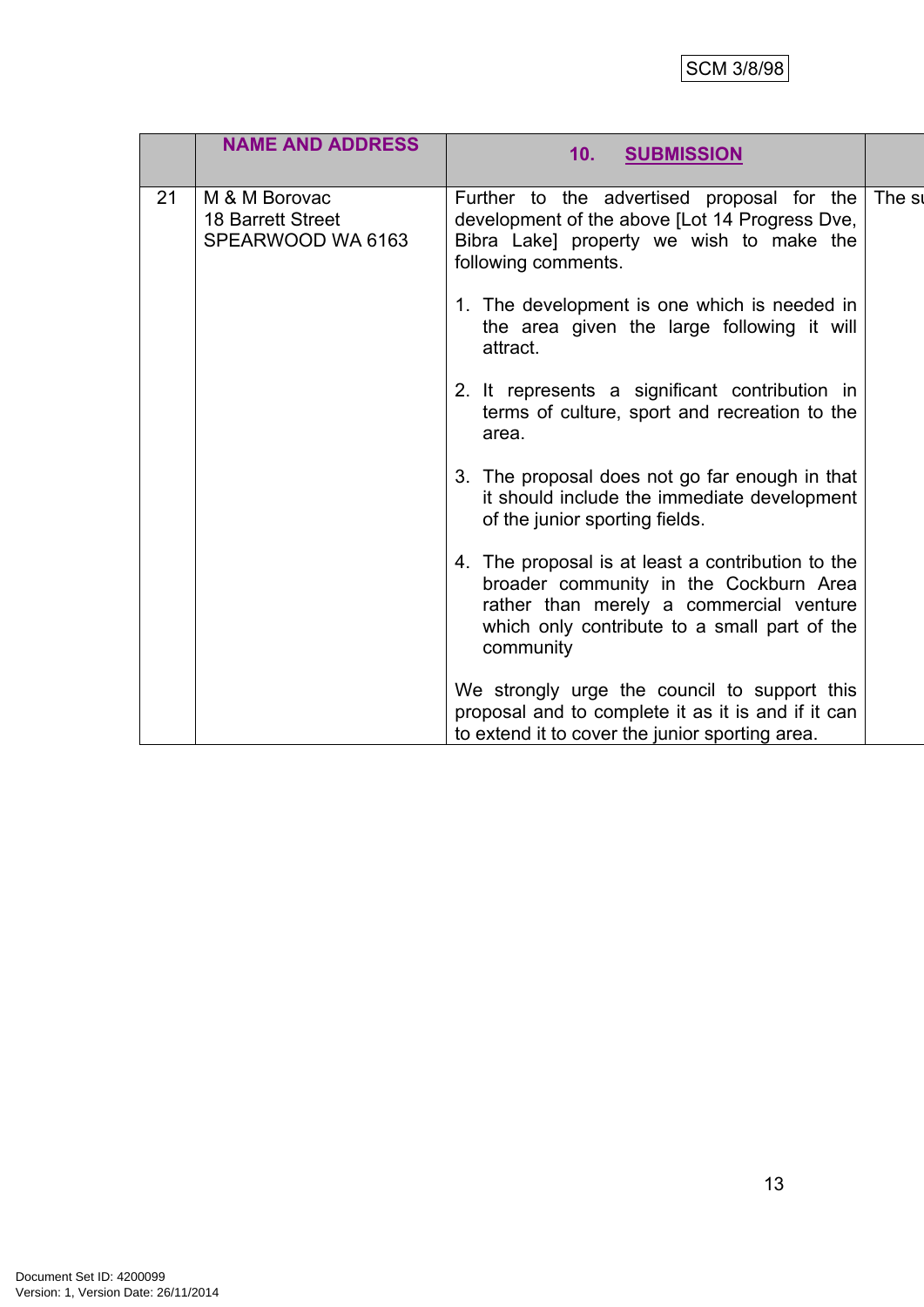SCM 3/8/98

| | NAME AND ADDRESS | 10. SUBMISSION | |
|---|---|---|---|
| 21 | M & M Borovac<br>18 Barrett Street<br>SPEARWOOD WA 6163 | Further to the advertised proposal for the development of the above [Lot 14 Progress Dve, Bibra Lake] property we wish to make the following comments.<br><br>1. The development is one which is needed in the area given the large following it will attract.<br><br>2. It represents a significant contribution in terms of culture, sport and recreation to the area.<br><br>3. The proposal does not go far enough in that it should include the immediate development of the junior sporting fields.<br><br>4. The proposal is at least a contribution to the broader community in the Cockburn Area rather than merely a commercial venture which only contribute to a small part of the community<br><br>We strongly urge the council to support this proposal and to complete it as it is and if it can to extend it to cover the junior sporting area. | The su |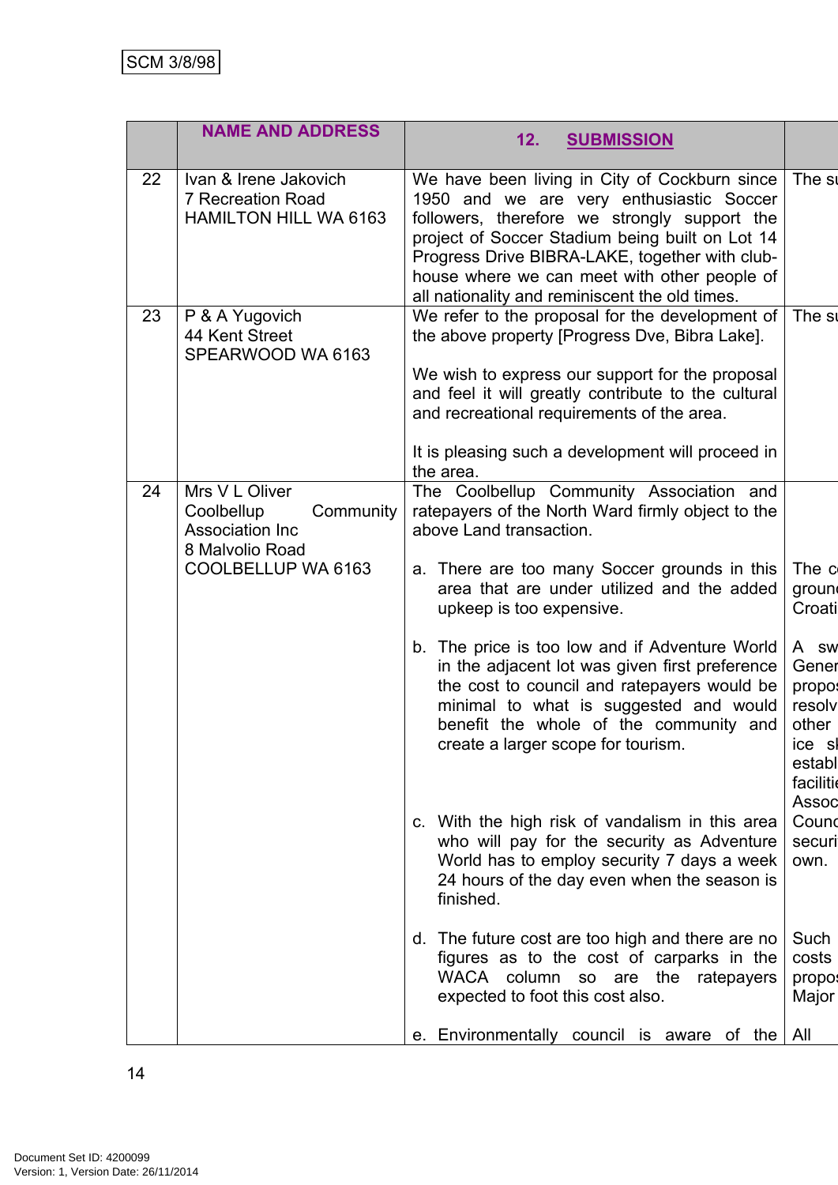| | NAME AND ADDRESS | 12. SUBMISSION | |
|---|---|---|---|
| 22 | Ivan & Irene Jakovich<br>7 Recreation Road<br>HAMILTON HILL WA 6163 | We have been living in City of Cockburn since 1950 and we are very enthusiastic Soccer followers, therefore we strongly support the project of Soccer Stadium being built on Lot 14 Progress Drive BIBRA-LAKE, together with club-house where we can meet with other people of all nationality and reminiscent the old times. | The su |
| 23 | P & A Yugovich<br>44 Kent Street<br>SPEARWOOD WA 6163 | We refer to the proposal for the development of the above property [Progress Dve, Bibra Lake].<br><br>We wish to express our support for the proposal and feel it will greatly contribute to the cultural and recreational requirements of the area.<br><br>It is pleasing such a development will proceed in the area. | The su |
| 24 | Mrs V L Oliver<br>Coolbellup Community Association Inc<br>8 Malvolio Road<br>COOLBELLUP WA 6163 | The Coolbellup Community Association and ratepayers of the North Ward firmly object to the above Land transaction. | |
| | | a. There are too many Soccer grounds in this area that are under utilized and the added upkeep is too expensive. | The c ground Croati |
| | | b. The price is too low and if Adventure World in the adjacent lot was given first preference the cost to council and ratepayers would be minimal to what is suggested and would benefit the whole of the community and create a larger scope for tourism. | A sw Gener propos resolv other ice sl establ facilitie Assoc |
| | | c. With the high risk of vandalism in this area who will pay for the security as Adventure World has to employ security 7 days a week 24 hours of the day even when the season is finished. | Counc securi own. |
| | | d. The future cost are too high and there are no figures as to the cost of carparks in the WACA column so are the ratepayers expected to foot this cost also. | Such costs propos Major |
| | | e. Environmentally council is aware of the | All |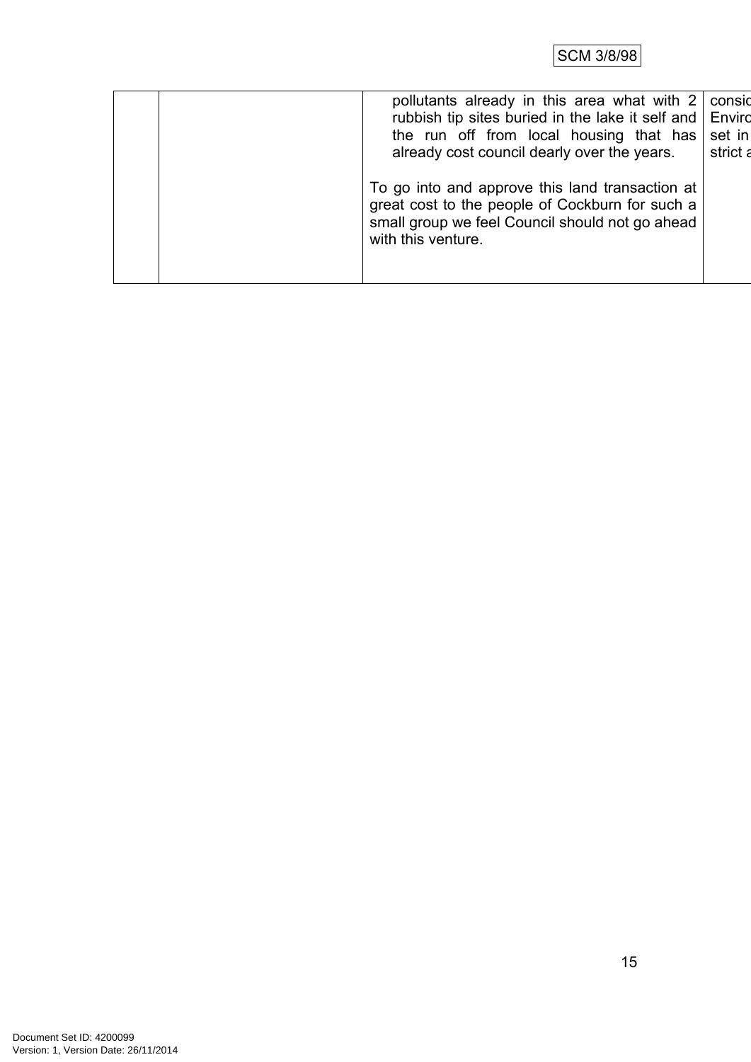| | | | |
|---|---|---|---|
| | | pollutants already in this area what with 2 rubbish tip sites buried in the lake it self and the run off from local housing that has already cost council dearly over the years.<br><br>To go into and approve this land transaction at great cost to the people of Cockburn for such a small group we feel Council should not go ahead with this venture. | consid Enviro set in strict a |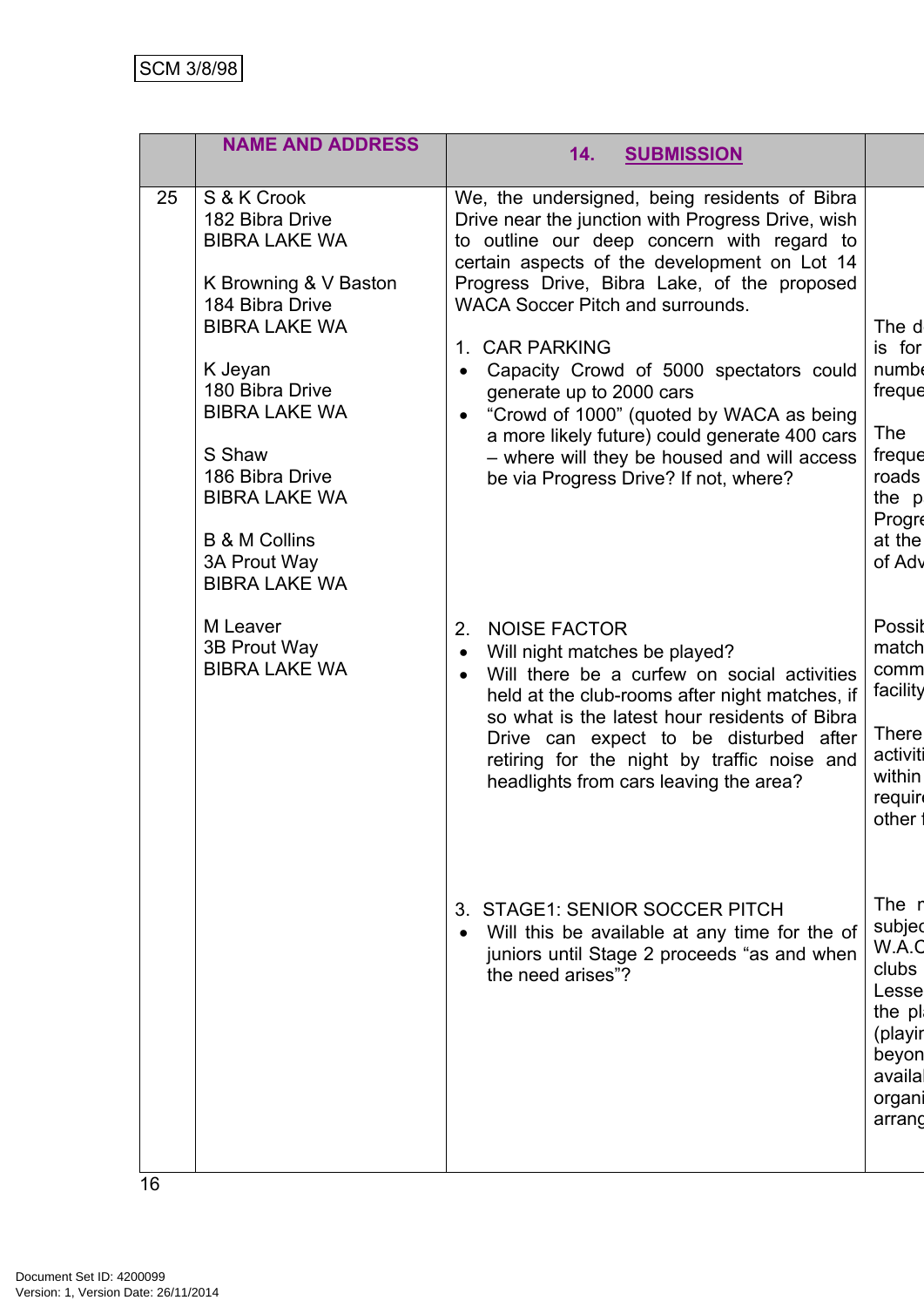SCM 3/8/98

| | NAME AND ADDRESS | 14. SUBMISSION | |
|---|---|---|---|
| 25 | S & K Crook<br>182 Bibra Drive<br>BIBRA LAKE WA<br><br>K Browning & V Baston<br>184 Bibra Drive<br>BIBRA LAKE WA<br><br>K Jeyan<br>180 Bibra Drive<br>BIBRA LAKE WA<br><br>S Shaw<br>186 Bibra Drive<br>BIBRA LAKE WA<br><br>B & M Collins<br>3A Prout Way<br>BIBRA LAKE WA<br><br>M Leaver<br>3B Prout Way<br>BIBRA LAKE WA | We, the undersigned, being residents of Bibra Drive near the junction with Progress Drive, wish to outline our deep concern with regard to certain aspects of the development on Lot 14 Progress Drive, Bibra Lake, of the proposed WACA Soccer Pitch and surrounds.<br><br>1. CAR PARKING<br>• Capacity Crowd of 5000 spectators could generate up to 2000 cars<br>• "Crowd of 1000" (quoted by WACA as being a more likely future) could generate 400 cars – where will they be housed and will access be via Progress Drive? If not, where?<br><br>2. NOISE FACTOR<br>• Will night matches be played?<br>• Will there be a curfew on social activities held at the club-rooms after night matches, if so what is the latest hour residents of Bibra Drive can expect to be disturbed after retiring for the night by traffic noise and headlights from cars leaving the area?<br><br>3. STAGE1: SENIOR SOCCER PITCH<br>• Will this be available at any time for the of juniors until Stage 2 proceeds "as and when the need arises"? | The d is for numbe freque<br><br>The freque roads the p Progre at the of Adv<br><br>Possib match comm facility<br><br>There activiti within require other f<br><br>The r subjec W.A.C clubs Lesse the pl (playir beyon availal organi arrang |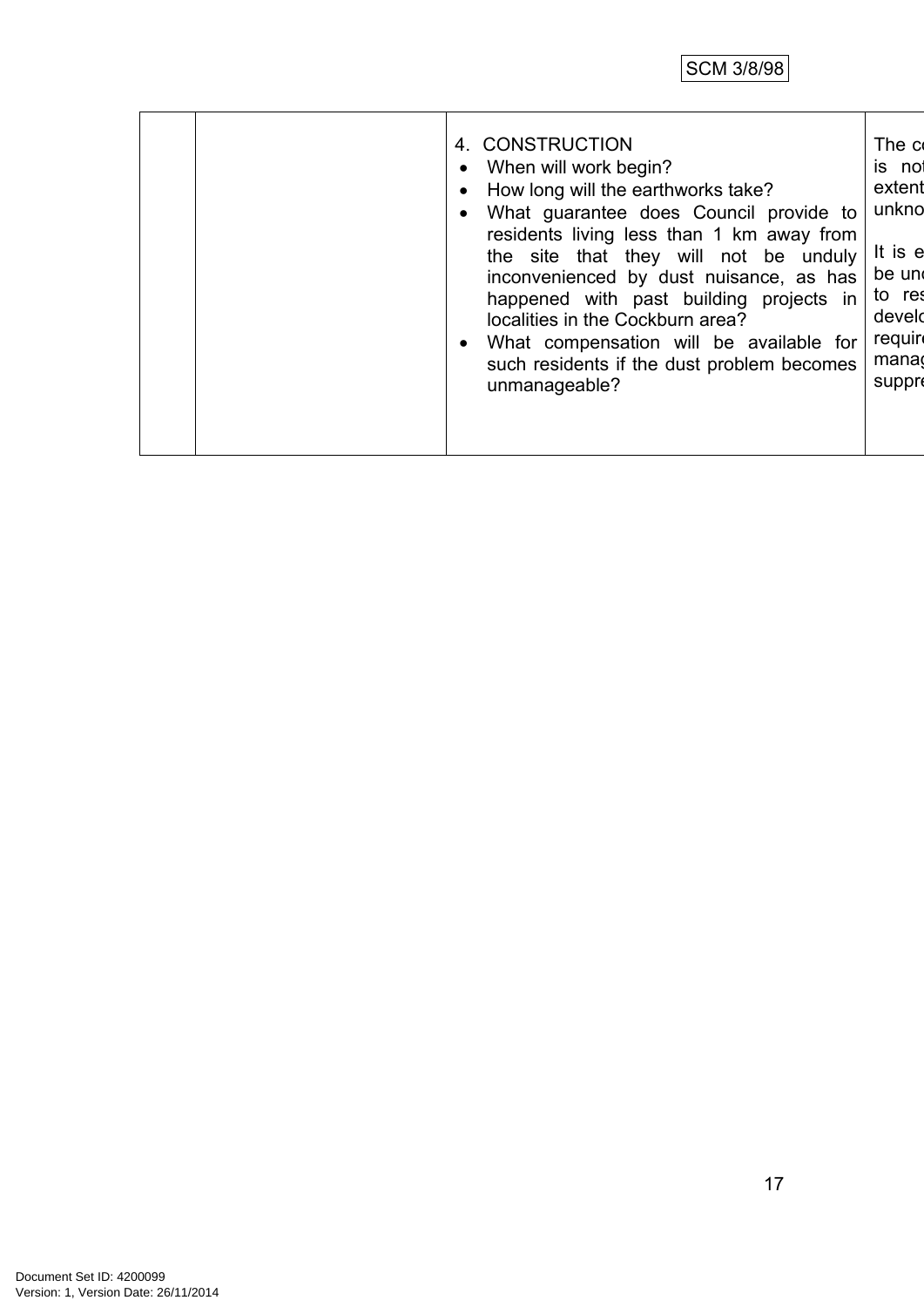| | | | |
|---|---|---|---|
| | | 4. CONSTRUCTION<br>• When will work begin?<br>• How long will the earthworks take?<br>• What guarantee does Council provide to residents living less than 1 km away from the site that they will not be unduly inconvenienced by dust nuisance, as has happened with past building projects in localities in the Cockburn area?<br>• What compensation will be available for such residents if the dust problem becomes unmanageable? | The co<br>is not<br>extent<br>unkno<br><br>It is e<br>be unc<br>to res<br>develo<br>require<br>manag<br>suppre |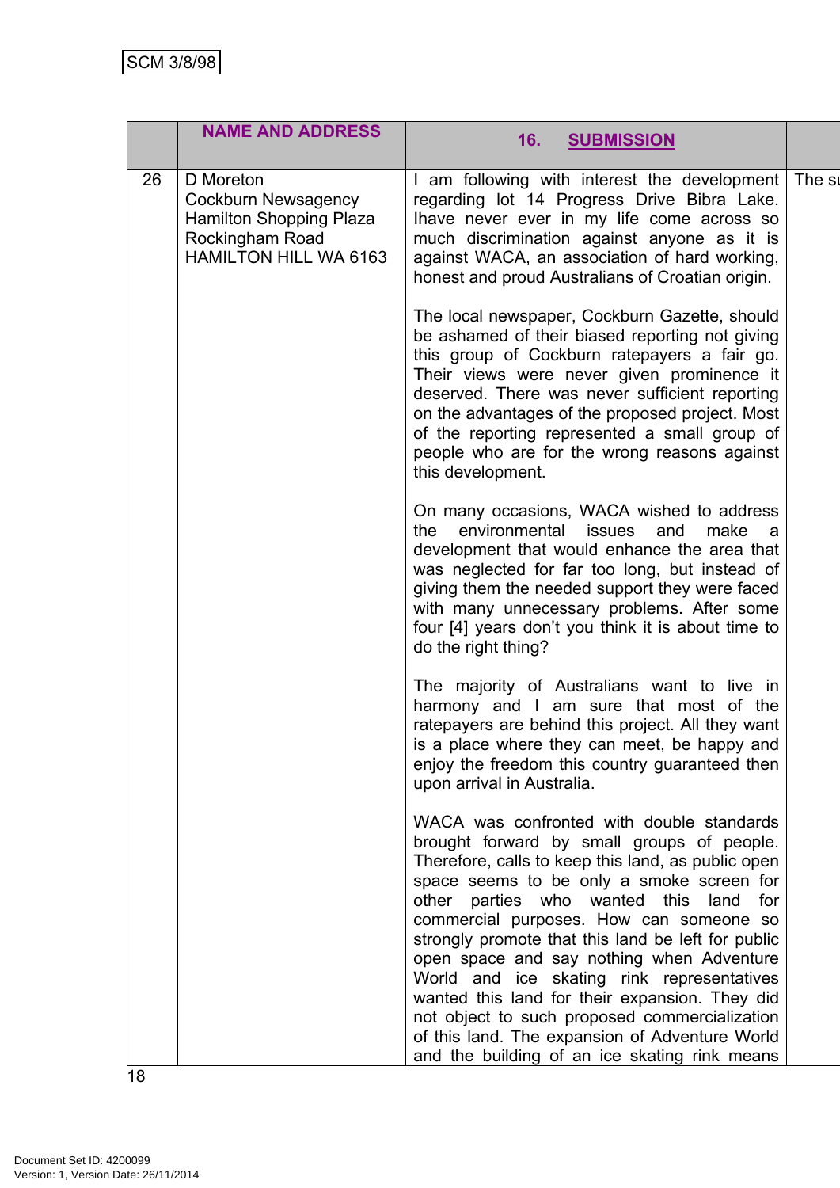| | NAME AND ADDRESS | 16. SUBMISSION | |
|---|---|---|---|
| 26 | D Moreton<br>Cockburn Newsagency<br>Hamilton Shopping Plaza<br>Rockingham Road<br>HAMILTON HILL WA 6163 | I am following with interest the development regarding lot 14 Progress Drive Bibra Lake. Ihave never ever in my life come across so much discrimination against anyone as it is against WACA, an association of hard working, honest and proud Australians of Croatian origin.<br><br>The local newspaper, Cockburn Gazette, should be ashamed of their biased reporting not giving this group of Cockburn ratepayers a fair go. Their views were never given prominence it deserved. There was never sufficient reporting on the advantages of the proposed project. Most of the reporting represented a small group of people who are for the wrong reasons against this development.<br><br>On many occasions, WACA wished to address the environmental issues and make a development that would enhance the area that was neglected for far too long, but instead of giving them the needed support they were faced with many unnecessary problems. After some four [4] years don't you think it is about time to do the right thing?<br><br>The majority of Australians want to live in harmony and I am sure that most of the ratepayers are behind this project. All they want is a place where they can meet, be happy and enjoy the freedom this country guaranteed then upon arrival in Australia.<br><br>WACA was confronted with double standards brought forward by small groups of people. Therefore, calls to keep this land, as public open space seems to be only a smoke screen for other parties who wanted this land for commercial purposes. How can someone so strongly promote that this land be left for public open space and say nothing when Adventure World and ice skating rink representatives wanted this land for their expansion. They did not object to such proposed commercialization of this land. The expansion of Adventure World and the building of an ice skating rink means | The su |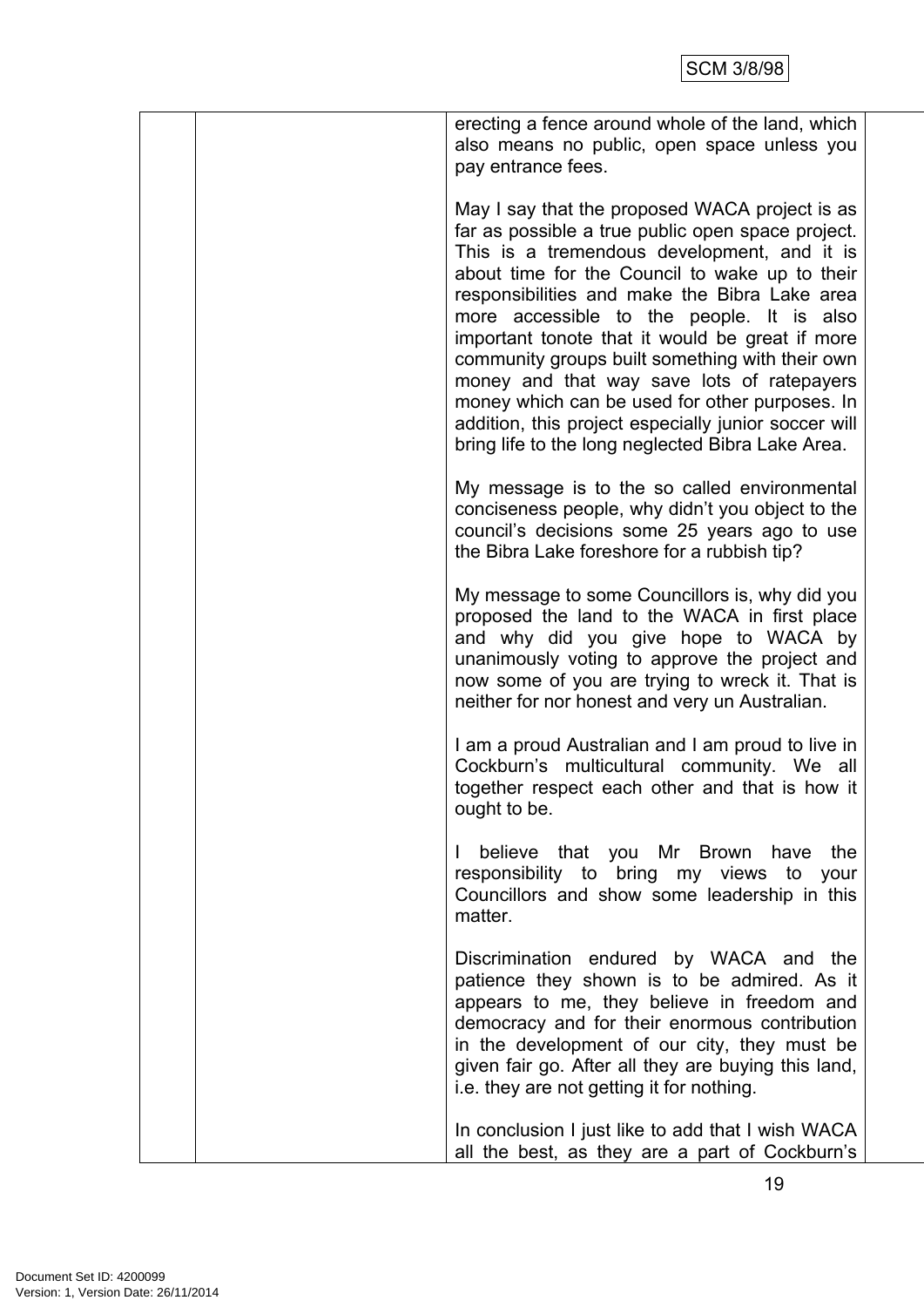| | | | |
|---|---|---|---|
| | | erecting a fence around whole of the land, which also means no public, open space unless you pay entrance fees.<br><br>May I say that the proposed WACA project is as far as possible a true public open space project. This is a tremendous development, and it is about time for the Council to wake up to their responsibilities and make the Bibra Lake area more accessible to the people. It is also important tonote that it would be great if more community groups built something with their own money and that way save lots of ratepayers money which can be used for other purposes. In addition, this project especially junior soccer will bring life to the long neglected Bibra Lake Area.<br><br>My message is to the so called environmental conciseness people, why didn't you object to the council's decisions some 25 years ago to use the Bibra Lake foreshore for a rubbish tip?<br><br>My message to some Councillors is, why did you proposed the land to the WACA in first place and why did you give hope to WACA by unanimously voting to approve the project and now some of you are trying to wreck it. That is neither for nor honest and very un Australian.<br><br>I am a proud Australian and I am proud to live in Cockburn's multicultural community. We all together respect each other and that is how it ought to be.<br><br>I believe that you Mr Brown have the responsibility to bring my views to your Councillors and show some leadership in this matter.<br><br>Discrimination endured by WACA and the patience they shown is to be admired. As it appears to me, they believe in freedom and democracy and for their enormous contribution in the development of our city, they must be given fair go. After all they are buying this land, i.e. they are not getting it for nothing.<br><br>In conclusion I just like to add that I wish WACA all the best, as they are a part of Cockburn's | |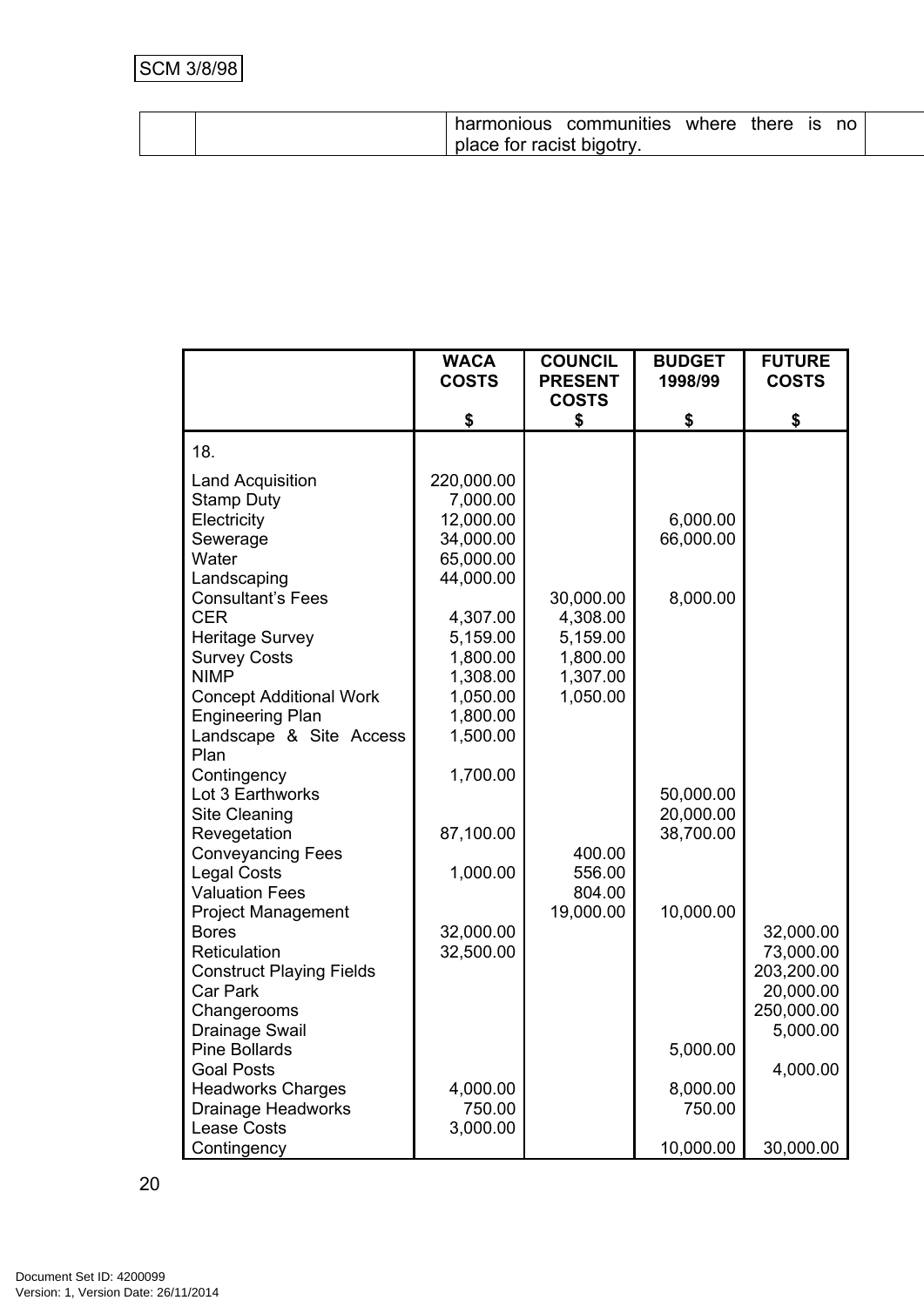| | | harmonious communities where there is no place for racist bigotry. | |
|---|---|---|---|

| | WACA COSTS $ | COUNCIL PRESENT COSTS $ | BUDGET 1998/99 $ | FUTURE COSTS $ |
|---|---|---|---|---|
| 18. | | | | |
| Land Acquisition | 220,000.00 | | | |
| Stamp Duty | 7,000.00 | | | |
| Electricity | 12,000.00 | | 6,000.00 | |
| Sewerage | 34,000.00 | | 66,000.00 | |
| Water | 65,000.00 | | | |
| Landscaping | 44,000.00 | | | |
| Consultant's Fees | | 30,000.00 | 8,000.00 | |
| CER | 4,307.00 | 4,308.00 | | |
| Heritage Survey | 5,159.00 | 5,159.00 | | |
| Survey Costs | 1,800.00 | 1,800.00 | | |
| NIMP | 1,308.00 | 1,307.00 | | |
| Concept Additional Work | 1,050.00 | 1,050.00 | | |
| Engineering Plan | 1,800.00 | | | |
| Landscape & Site Access Plan | 1,500.00 | | | |
| Contingency | 1,700.00 | | | |
| Lot 3 Earthworks | | | 50,000.00 | |
| Site Cleaning | | | 20,000.00 | |
| Revegetation | 87,100.00 | | 38,700.00 | |
| Conveyancing Fees | | 400.00 | | |
| Legal Costs | 1,000.00 | 556.00 | | |
| Valuation Fees | | 804.00 | | |
| Project Management | | 19,000.00 | 10,000.00 | |
| Bores | 32,000.00 | | | 32,000.00 |
| Reticulation | 32,500.00 | | | 73,000.00 |
| Construct Playing Fields | | | | 203,200.00 |
| Car Park | | | | 20,000.00 |
| Changerooms | | | | 250,000.00 |
| Drainage Swail | | | | 5,000.00 |
| Pine Bollards | | | 5,000.00 | |
| Goal Posts | | | | 4,000.00 |
| Headworks Charges | 4,000.00 | | 8,000.00 | |
| Drainage Headworks | 750.00 | | 750.00 | |
| Lease Costs | 3,000.00 | | | |
| Contingency | | | 10,000.00 | 30,000.00 |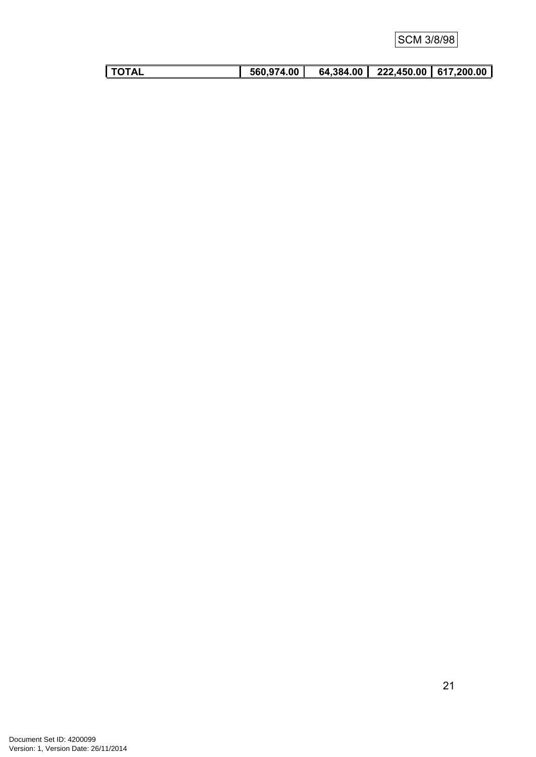| | | | | |
|---|---|---|---|---|
| **TOTAL** | **560,974.00** | **64,384.00** | **222,450.00** | **617,200.00** |